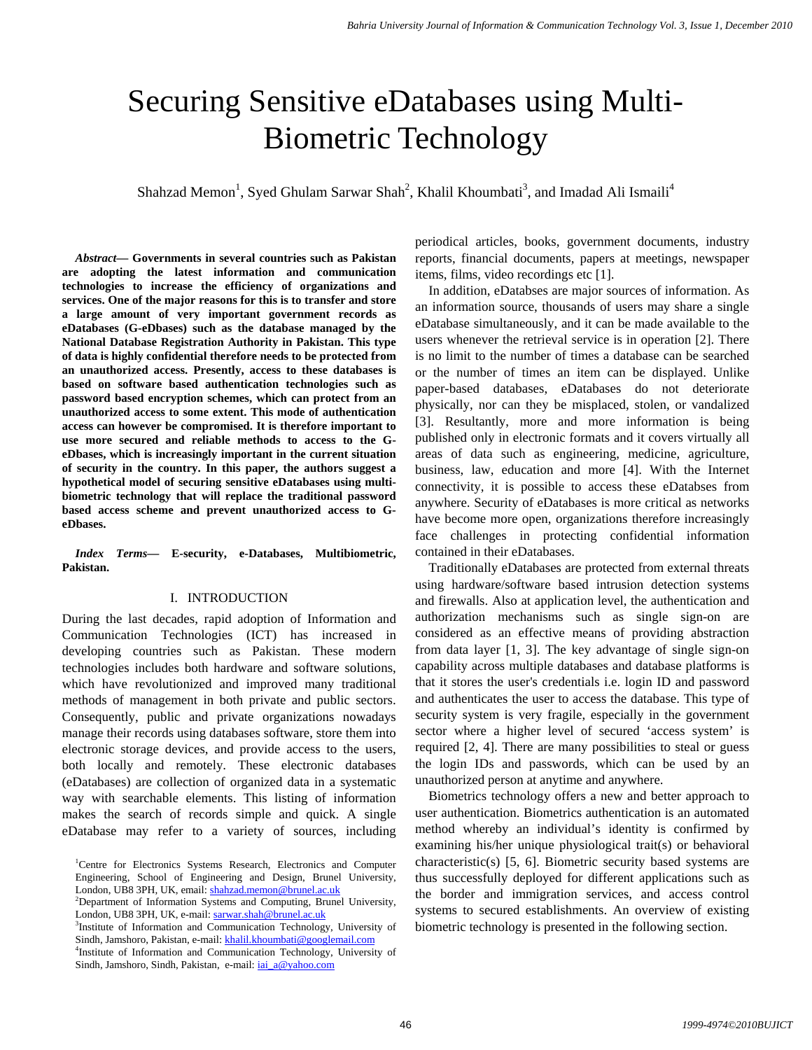# Securing Sensitive eDatabases using Multi-Biometric Technology

Shahzad Memon[1], Syed Ghulam Sarwar Shah[2], Khalil Khoumbati[3], and Imadad Ali Ismaili[4]

***Abstract*— Governments in several countries such as Pakistan are adopting the latest information and communication technologies to increase the efficiency of organizations and services. One of the major reasons for this is to transfer and store a large amount of very important government records as eDatabases (G-eDbases) such as the database managed by the National Database Registration Authority in Pakistan. This type of data is highly confidential therefore needs to be protected from an unauthorized access. Presently, access to these databases is based on software based authentication technologies such as password based encryption schemes, which can protect from an unauthorized access to some extent. This mode of authentication access can however be compromised. It is therefore important to use more secured and reliable methods to access to the G-eDbases, which is increasingly important in the current situation of security in the country. In this paper, the authors suggest a hypothetical model of securing sensitive eDatabases using multi-biometric technology that will replace the traditional password based access scheme and prevent unauthorized access to G-eDbases.**

***Index Terms*— E-security, e-Databases, Multibiometric, Pakistan.**

## I. INTRODUCTION

During the last decades, rapid adoption of Information and Communication Technologies (ICT) has increased in developing countries such as Pakistan. These modern technologies includes both hardware and software solutions, which have revolutionized and improved many traditional methods of management in both private and public sectors. Consequently, public and private organizations nowadays manage their records using databases software, store them into electronic storage devices, and provide access to the users, both locally and remotely. These electronic databases (eDatabases) are collection of organized data in a systematic way with searchable elements. This listing of information makes the search of records simple and quick. A single eDatabase may refer to a variety of sources, including periodical articles, books, government documents, industry reports, financial documents, papers at meetings, newspaper items, films, video recordings etc [1].

In addition, eDatabses are major sources of information. As an information source, thousands of users may share a single eDatabase simultaneously, and it can be made available to the users whenever the retrieval service is in operation [2]. There is no limit to the number of times a database can be searched or the number of times an item can be displayed. Unlike paper-based databases, eDatabases do not deteriorate physically, nor can they be misplaced, stolen, or vandalized [3]. Resultantly, more and more information is being published only in electronic formats and it covers virtually all areas of data such as engineering, medicine, agriculture, business, law, education and more [4]. With the Internet connectivity, it is possible to access these eDatabses from anywhere. Security of eDatabases is more critical as networks have become more open, organizations therefore increasingly face challenges in protecting confidential information contained in their eDatabases.

Traditionally eDatabases are protected from external threats using hardware/software based intrusion detection systems and firewalls. Also at application level, the authentication and authorization mechanisms such as single sign-on are considered as an effective means of providing abstraction from data layer [1, 3]. The key advantage of single sign-on capability across multiple databases and database platforms is that it stores the user's credentials i.e. login ID and password and authenticates the user to access the database. This type of security system is very fragile, especially in the government sector where a higher level of secured 'access system' is required [2, 4]. There are many possibilities to steal or guess the login IDs and passwords, which can be used by an unauthorized person at anytime and anywhere.

Biometrics technology offers a new and better approach to user authentication. Biometrics authentication is an automated method whereby an individual's identity is confirmed by examining his/her unique physiological trait(s) or behavioral characteristic(s) [5, 6]. Biometric security based systems are thus successfully deployed for different applications such as the border and immigration services, and access control systems to secured establishments. An overview of existing biometric technology is presented in the following section.

[1]Centre for Electronics Systems Research, Electronics and Computer Engineering, School of Engineering and Design, Brunel University, London, UB8 3PH, UK, email: shahzad.memon@brunel.ac.uk

[2]Department of Information Systems and Computing, Brunel University, London, UB8 3PH, UK, e-mail: sarwar.shah@brunel.ac.uk

[3]Institute of Information and Communication Technology, University of Sindh, Jamshoro, Pakistan, e-mail: khalil.khoumbati@googlemail.com

[4]Institute of Information and Communication Technology, University of Sindh, Jamshoro, Sindh, Pakistan, e-mail: iai_a@yahoo.com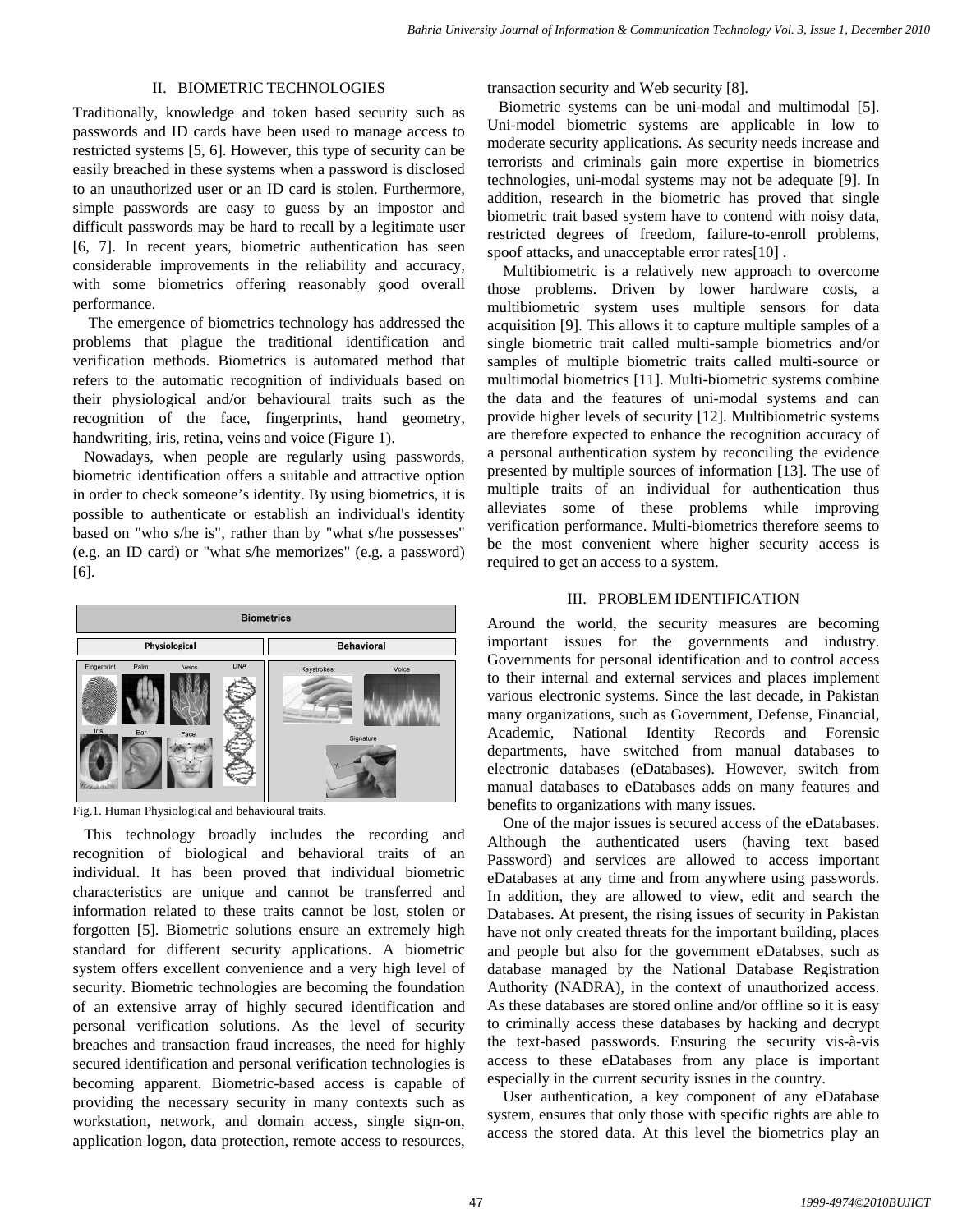## II. BIOMETRIC TECHNOLOGIES

Traditionally, knowledge and token based security such as passwords and ID cards have been used to manage access to restricted systems [5, 6]. However, this type of security can be easily breached in these systems when a password is disclosed to an unauthorized user or an ID card is stolen. Furthermore, simple passwords are easy to guess by an impostor and difficult passwords may be hard to recall by a legitimate user [6, 7]. In recent years, biometric authentication has seen considerable improvements in the reliability and accuracy, with some biometrics offering reasonably good overall performance.

The emergence of biometrics technology has addressed the problems that plague the traditional identification and verification methods. Biometrics is automated method that refers to the automatic recognition of individuals based on their physiological and/or behavioural traits such as the recognition of the face, fingerprints, hand geometry, handwriting, iris, retina, veins and voice (Figure 1).

Nowadays, when people are regularly using passwords, biometric identification offers a suitable and attractive option in order to check someone's identity. By using biometrics, it is possible to authenticate or establish an individual's identity based on "who s/he is", rather than by "what s/he possesses" (e.g. an ID card) or "what s/he memorizes" (e.g. a password) [6].

Fig.1. Human Physiological and behavioural traits.

This technology broadly includes the recording and recognition of biological and behavioral traits of an individual. It has been proved that individual biometric characteristics are unique and cannot be transferred and information related to these traits cannot be lost, stolen or forgotten [5]. Biometric solutions ensure an extremely high standard for different security applications. A biometric system offers excellent convenience and a very high level of security. Biometric technologies are becoming the foundation of an extensive array of highly secured identification and personal verification solutions. As the level of security breaches and transaction fraud increases, the need for highly secured identification and personal verification technologies is becoming apparent. Biometric-based access is capable of providing the necessary security in many contexts such as workstation, network, and domain access, single sign-on, application logon, data protection, remote access to resources, transaction security and Web security [8].

Biometric systems can be uni-modal and multimodal [5]. Uni-model biometric systems are applicable in low to moderate security applications. As security needs increase and terrorists and criminals gain more expertise in biometrics technologies, uni-modal systems may not be adequate [9]. In addition, research in the biometric has proved that single biometric trait based system have to contend with noisy data, restricted degrees of freedom, failure-to-enroll problems, spoof attacks, and unacceptable error rates[10] .

Multibiometric is a relatively new approach to overcome those problems. Driven by lower hardware costs, a multibiometric system uses multiple sensors for data acquisition [9]. This allows it to capture multiple samples of a single biometric trait called multi-sample biometrics and/or samples of multiple biometric traits called multi-source or multimodal biometrics [11]. Multi-biometric systems combine the data and the features of uni-modal systems and can provide higher levels of security [12]. Multibiometric systems are therefore expected to enhance the recognition accuracy of a personal authentication system by reconciling the evidence presented by multiple sources of information [13]. The use of multiple traits of an individual for authentication thus alleviates some of these problems while improving verification performance. Multi-biometrics therefore seems to be the most convenient where higher security access is required to get an access to a system.

## III. PROBLEM IDENTIFICATION

Around the world, the security measures are becoming important issues for the governments and industry. Governments for personal identification and to control access to their internal and external services and places implement various electronic systems. Since the last decade, in Pakistan many organizations, such as Government, Defense, Financial, Academic, National Identity Records and Forensic departments, have switched from manual databases to electronic databases (eDatabases). However, switch from manual databases to eDatabases adds on many features and benefits to organizations with many issues.

One of the major issues is secured access of the eDatabases. Although the authenticated users (having text based Password) and services are allowed to access important eDatabases at any time and from anywhere using passwords. In addition, they are allowed to view, edit and search the Databases. At present, the rising issues of security in Pakistan have not only created threats for the important building, places and people but also for the government eDatabses, such as database managed by the National Database Registration Authority (NADRA), in the context of unauthorized access. As these databases are stored online and/or offline so it is easy to criminally access these databases by hacking and decrypt the text-based passwords. Ensuring the security vis-à-vis access to these eDatabases from any place is important especially in the current security issues in the country.

User authentication, a key component of any eDatabase system, ensures that only those with specific rights are able to access the stored data. At this level the biometrics play an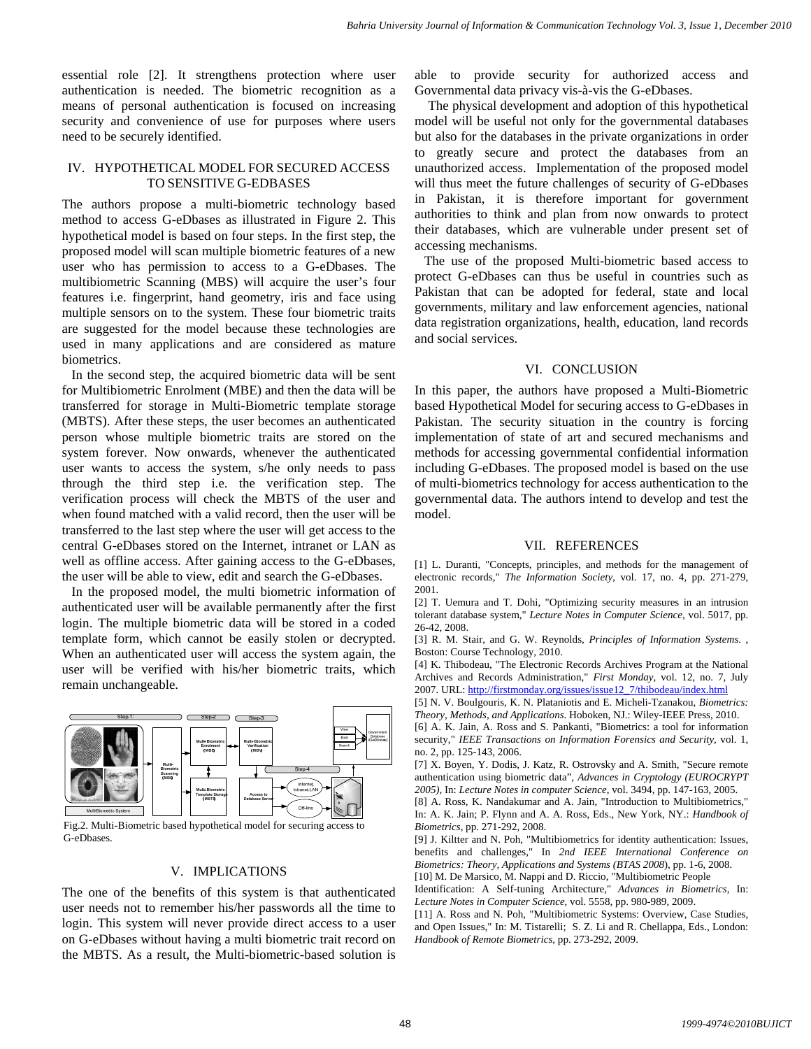essential role [2]. It strengthens protection where user authentication is needed. The biometric recognition as a means of personal authentication is focused on increasing security and convenience of use for purposes where users need to be securely identified.

## IV. HYPOTHETICAL MODEL FOR SECURED ACCESS TO SENSITIVE G-EDBASES

The authors propose a multi-biometric technology based method to access G-eDbases as illustrated in Figure 2. This hypothetical model is based on four steps. In the first step, the proposed model will scan multiple biometric features of a new user who has permission to access to a G-eDbases. The multibiometric Scanning (MBS) will acquire the user's four features i.e. fingerprint, hand geometry, iris and face using multiple sensors on to the system. These four biometric traits are suggested for the model because these technologies are used in many applications and are considered as mature biometrics.

In the second step, the acquired biometric data will be sent for Multibiometric Enrolment (MBE) and then the data will be transferred for storage in Multi-Biometric template storage (MBTS). After these steps, the user becomes an authenticated person whose multiple biometric traits are stored on the system forever. Now onwards, whenever the authenticated user wants to access the system, s/he only needs to pass through the third step i.e. the verification step. The verification process will check the MBTS of the user and when found matched with a valid record, then the user will be transferred to the last step where the user will get access to the central G-eDbases stored on the Internet, intranet or LAN as well as offline access. After gaining access to the G-eDbases, the user will be able to view, edit and search the G-eDbases.

In the proposed model, the multi biometric information of authenticated user will be available permanently after the first login. The multiple biometric data will be stored in a coded template form, which cannot be easily stolen or decrypted. When an authenticated user will access the system again, the user will be verified with his/her biometric traits, which remain unchangeable.

Fig.2. Multi-Biometric based hypothetical model for securing access to G-eDbases.

## V. IMPLICATIONS

The one of the benefits of this system is that authenticated user needs not to remember his/her passwords all the time to login. This system will never provide direct access to a user on G-eDbases without having a multi biometric trait record on the MBTS. As a result, the Multi-biometric-based solution is able to provide security for authorized access and Governmental data privacy vis-à-vis the G-eDbases.

The physical development and adoption of this hypothetical model will be useful not only for the governmental databases but also for the databases in the private organizations in order to greatly secure and protect the databases from an unauthorized access. Implementation of the proposed model will thus meet the future challenges of security of G-eDbases in Pakistan, it is therefore important for government authorities to think and plan from now onwards to protect their databases, which are vulnerable under present set of accessing mechanisms.

The use of the proposed Multi-biometric based access to protect G-eDbases can thus be useful in countries such as Pakistan that can be adopted for federal, state and local governments, military and law enforcement agencies, national data registration organizations, health, education, land records and social services.

## VI. CONCLUSION

In this paper, the authors have proposed a Multi-Biometric based Hypothetical Model for securing access to G-eDbases in Pakistan. The security situation in the country is forcing implementation of state of art and secured mechanisms and methods for accessing governmental confidential information including G-eDbases. The proposed model is based on the use of multi-biometrics technology for access authentication to the governmental data. The authors intend to develop and test the model.

## VII. REFERENCES

[1] L. Duranti, "Concepts, principles, and methods for the management of electronic records," *The Information Society*, vol. 17, no. 4, pp. 271-279, 2001.

[2] T. Uemura and T. Dohi, "Optimizing security measures in an intrusion tolerant database system," *Lecture Notes in Computer Science*, vol. 5017, pp. 26-42, 2008.

[3] R. M. Stair, and G. W. Reynolds, *Principles of Information Systems*. , Boston: Course Technology, 2010.

[4] K. Thibodeau, "The Electronic Records Archives Program at the National Archives and Records Administration," *First Monday*, vol. 12, no. 7, July 2007. URL: http://firstmonday.org/issues/issue12_7/thibodeau/index.html

[5] N. V. Boulgouris, K. N. Plataniotis and E. Micheli-Tzanakou, *Biometrics: Theory, Methods, and Applications*. Hoboken, NJ.: Wiley-IEEE Press, 2010.

[6] A. K. Jain, A. Ross and S. Pankanti, "Biometrics: a tool for information security," *IEEE Transactions on Information Forensics and Security*, vol. 1, no. 2, pp. 125-143, 2006.

[7] X. Boyen, Y. Dodis, J. Katz, R. Ostrovsky and A. Smith, "Secure remote authentication using biometric data", *Advances in Cryptology (EUROCRYPT 2005)*, In: *Lecture Notes in Computer Science*, vol. 3494, pp. 147-163, 2005.

[8] A. Ross, K. Nandakumar and A. Jain, "Introduction to Multibiometrics," In: A. K. Jain; P. Flynn and A. A. Ross, Eds., New York, NY.: *Handbook of Biometrics*, pp. 271-292, 2008.

[9] J. Kiltter and N. Poh, "Multibiometrics for identity authentication: Issues, benefits and challenges," In *2nd IEEE International Conference on Biometrics: Theory, Applications and Systems (BTAS 2008)*, pp. 1-6, 2008.

[10] M. De Marsico, M. Nappi and D. Riccio, "Multibiometric People Identification: A Self-tuning Architecture," *Advances in Biometrics*, In: *Lecture Notes in Computer Science*, vol. 5558, pp. 980-989, 2009.

[11] A. Ross and N. Poh, "Multibiometric Systems: Overview, Case Studies, and Open Issues," In: M. Tistarelli; S. Z. Li and R. Chellappa, Eds., London: *Handbook of Remote Biometrics*, pp. 273-292, 2009.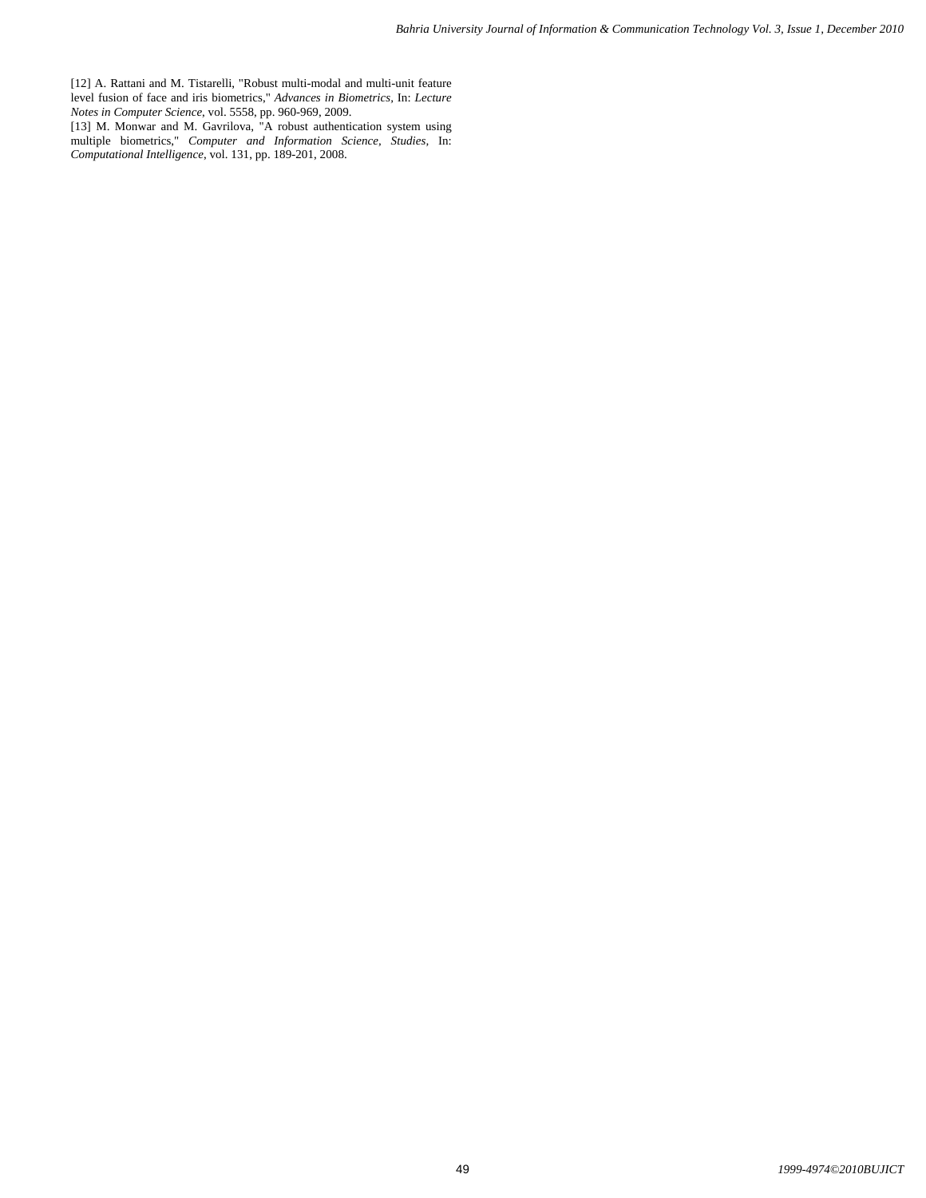[12] A. Rattani and M. Tistarelli, "Robust multi-modal and multi-unit feature level fusion of face and iris biometrics," *Advances in Biometrics*, In: *Lecture Notes in Computer Science*, vol. 5558, pp. 960-969, 2009.

[13] M. Monwar and M. Gavrilova, "A robust authentication system using multiple biometrics," *Computer and Information Science, Studies*, In: *Computational Intelligence*, vol. 131, pp. 189-201, 2008.